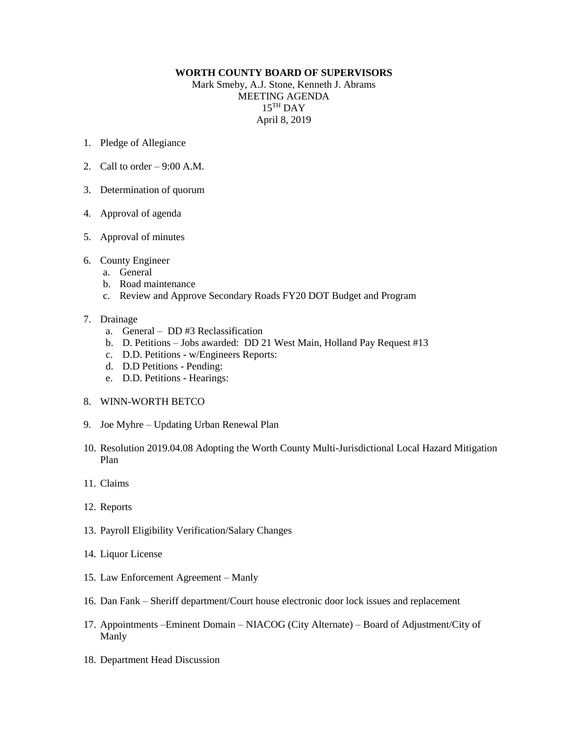**WORTH COUNTY BOARD OF SUPERVISORS**

Mark Smeby, A.J. Stone, Kenneth J. Abrams
MEETING AGENDA
15TH DAY
April 8, 2019

1. Pledge of Allegiance

2. Call to order – 9:00 A.M.

3. Determination of quorum

4. Approval of agenda

5. Approval of minutes

6. County Engineer
   a. General
   b. Road maintenance
   c. Review and Approve Secondary Roads FY20 DOT Budget and Program

7. Drainage
   a. General – DD #3 Reclassification
   b. D. Petitions – Jobs awarded: DD 21 West Main, Holland Pay Request #13
   c. D.D. Petitions - w/Engineers Reports:
   d. D.D Petitions - Pending:
   e. D.D. Petitions - Hearings:

8. WINN-WORTH BETCO

9. Joe Myhre – Updating Urban Renewal Plan

10. Resolution 2019.04.08 Adopting the Worth County Multi-Jurisdictional Local Hazard Mitigation Plan

11. Claims

12. Reports

13. Payroll Eligibility Verification/Salary Changes

14. Liquor License

15. Law Enforcement Agreement – Manly

16. Dan Fank – Sheriff department/Court house electronic door lock issues and replacement

17. Appointments –Eminent Domain – NIACOG (City Alternate) – Board of Adjustment/City of Manly

18. Department Head Discussion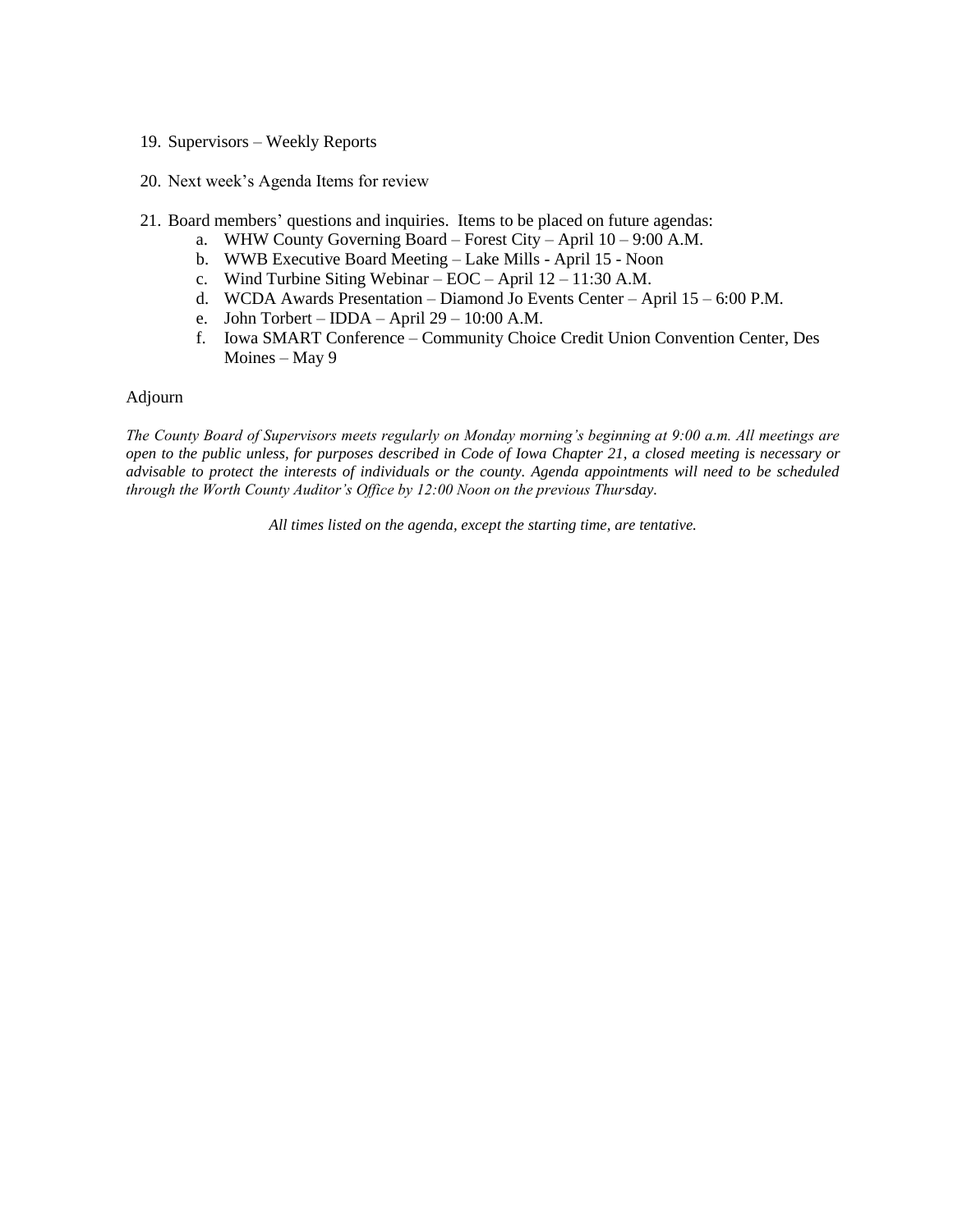19. Supervisors – Weekly Reports

20. Next week's Agenda Items for review

21. Board members' questions and inquiries. Items to be placed on future agendas:
    a. WHW County Governing Board – Forest City – April 10 – 9:00 A.M.
    b. WWB Executive Board Meeting – Lake Mills - April 15 - Noon
    c. Wind Turbine Siting Webinar – EOC – April 12 – 11:30 A.M.
    d. WCDA Awards Presentation – Diamond Jo Events Center – April 15 – 6:00 P.M.
    e. John Torbert – IDDA – April 29 – 10:00 A.M.
    f. Iowa SMART Conference – Community Choice Credit Union Convention Center, Des Moines – May 9

Adjourn

*The County Board of Supervisors meets regularly on Monday morning's beginning at 9:00 a.m. All meetings are open to the public unless, for purposes described in Code of Iowa Chapter 21, a closed meeting is necessary or advisable to protect the interests of individuals or the county. Agenda appointments will need to be scheduled through the Worth County Auditor's Office by 12:00 Noon on the previous Thursday.*

*All times listed on the agenda, except the starting time, are tentative.*